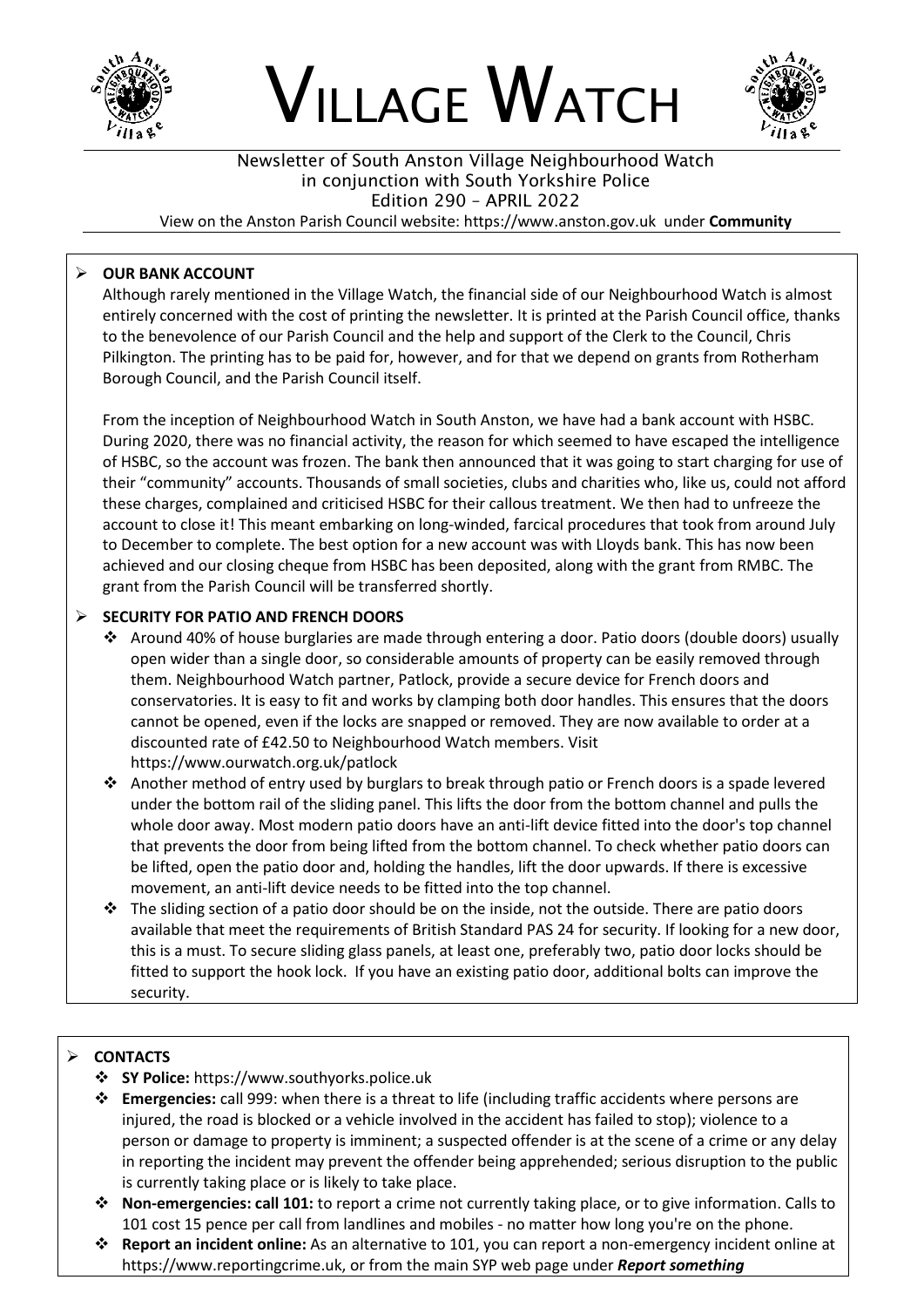# VILLAGE WATCH

Newsletter of South Anston Village Neighbourhood Watch
in conjunction with South Yorkshire Police
Edition 290 – APRIL 2022

View on the Anston Parish Council website: https://www.anston.gov.uk under **Community**

- **OUR BANK ACCOUNT**

  Although rarely mentioned in the Village Watch, the financial side of our Neighbourhood Watch is almost entirely concerned with the cost of printing the newsletter. It is printed at the Parish Council office, thanks to the benevolence of our Parish Council and the help and support of the Clerk to the Council, Chris Pilkington. The printing has to be paid for, however, and for that we depend on grants from Rotherham Borough Council, and the Parish Council itself.

  From the inception of Neighbourhood Watch in South Anston, we have had a bank account with HSBC. During 2020, there was no financial activity, the reason for which seemed to have escaped the intelligence of HSBC, so the account was frozen. The bank then announced that it was going to start charging for use of their "community" accounts. Thousands of small societies, clubs and charities who, like us, could not afford these charges, complained and criticised HSBC for their callous treatment. We then had to unfreeze the account to close it! This meant embarking on long-winded, farcical procedures that took from around July to December to complete. The best option for a new account was with Lloyds bank. This has now been achieved and our closing cheque from HSBC has been deposited, along with the grant from RMBC. The grant from the Parish Council will be transferred shortly.

- **SECURITY FOR PATIO AND FRENCH DOORS**
  - Around 40% of house burglaries are made through entering a door. Patio doors (double doors) usually open wider than a single door, so considerable amounts of property can be easily removed through them. Neighbourhood Watch partner, Patlock, provide a secure device for French doors and conservatories. It is easy to fit and works by clamping both door handles. This ensures that the doors cannot be opened, even if the locks are snapped or removed. They are now available to order at a discounted rate of £42.50 to Neighbourhood Watch members. Visit https://www.ourwatch.org.uk/patlock
  - Another method of entry used by burglars to break through patio or French doors is a spade levered under the bottom rail of the sliding panel. This lifts the door from the bottom channel and pulls the whole door away. Most modern patio doors have an anti-lift device fitted into the door's top channel that prevents the door from being lifted from the bottom channel. To check whether patio doors can be lifted, open the patio door and, holding the handles, lift the door upwards. If there is excessive movement, an anti-lift device needs to be fitted into the top channel.
  - The sliding section of a patio door should be on the inside, not the outside. There are patio doors available that meet the requirements of British Standard PAS 24 for security. If looking for a new door, this is a must. To secure sliding glass panels, at least one, preferably two, patio door locks should be fitted to support the hook lock. If you have an existing patio door, additional bolts can improve the security.

- **CONTACTS**
  - **SY Police:** https://www.southyorks.police.uk
  - **Emergencies:** call 999: when there is a threat to life (including traffic accidents where persons are injured, the road is blocked or a vehicle involved in the accident has failed to stop); violence to a person or damage to property is imminent; a suspected offender is at the scene of a crime or any delay in reporting the incident may prevent the offender being apprehended; serious disruption to the public is currently taking place or is likely to take place.
  - **Non-emergencies: call 101:** to report a crime not currently taking place, or to give information. Calls to 101 cost 15 pence per call from landlines and mobiles - no matter how long you're on the phone.
  - **Report an incident online:** As an alternative to 101, you can report a non-emergency incident online at https://www.reportingcrime.uk, or from the main SYP web page under ***Report something***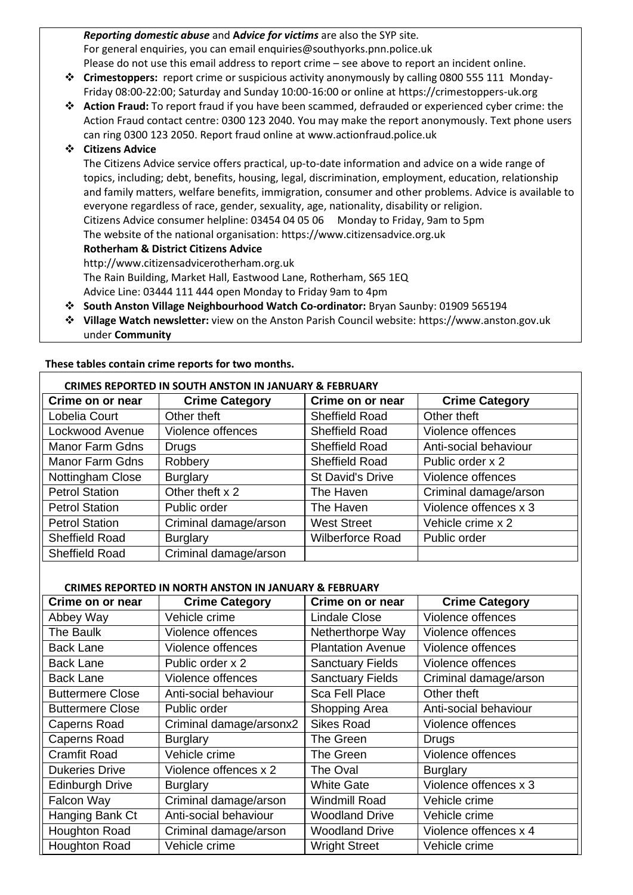***Reporting domestic abuse*** and **Advice for victims** are also the SYP site.
For general enquiries, you can email enquiries@southyorks.pnn.police.uk
Please do not use this email address to report crime – see above to report an incident online.

- **Crimestoppers:** report crime or suspicious activity anonymously by calling 0800 555 111 Monday-Friday 08:00-22:00; Saturday and Sunday 10:00-16:00 or online at https://crimestoppers-uk.org
- **Action Fraud:** To report fraud if you have been scammed, defrauded or experienced cyber crime: the Action Fraud contact centre: 0300 123 2040. You may make the report anonymously. Text phone users can ring 0300 123 2050. Report fraud online at www.actionfraud.police.uk
- **Citizens Advice**
  The Citizens Advice service offers practical, up-to-date information and advice on a wide range of topics, including; debt, benefits, housing, legal, discrimination, employment, education, relationship and family matters, welfare benefits, immigration, consumer and other problems. Advice is available to everyone regardless of race, gender, sexuality, age, nationality, disability or religion.
  Citizens Advice consumer helpline: 03454 04 05 06 Monday to Friday, 9am to 5pm
  The website of the national organisation: https://www.citizensadvice.org.uk
  **Rotherham & District Citizens Advice**
  http://www.citizensadvicerotherham.org.uk
  The Rain Building, Market Hall, Eastwood Lane, Rotherham, S65 1EQ
  Advice Line: 03444 111 444 open Monday to Friday 9am to 4pm
- **South Anston Village Neighbourhood Watch Co-ordinator:** Bryan Saunby: 01909 565194
- **Village Watch newsletter:** view on the Anston Parish Council website: https://www.anston.gov.uk under **Community**

**These tables contain crime reports for two months.**

**CRIMES REPORTED IN SOUTH ANSTON IN JANUARY & FEBRUARY**

| Crime on or near | Crime Category | Crime on or near | Crime Category |
|---|---|---|---|
| Lobelia Court | Other theft | Sheffield Road | Other theft |
| Lockwood Avenue | Violence offences | Sheffield Road | Violence offences |
| Manor Farm Gdns | Drugs | Sheffield Road | Anti-social behaviour |
| Manor Farm Gdns | Robbery | Sheffield Road | Public order x 2 |
| Nottingham Close | Burglary | St David's Drive | Violence offences |
| Petrol Station | Other theft x 2 | The Haven | Criminal damage/arson |
| Petrol Station | Public order | The Haven | Violence offences x 3 |
| Petrol Station | Criminal damage/arson | West Street | Vehicle crime x 2 |
| Sheffield Road | Burglary | Wilberforce Road | Public order |
| Sheffield Road | Criminal damage/arson | | |

**CRIMES REPORTED IN NORTH ANSTON IN JANUARY & FEBRUARY**

| Crime on or near | Crime Category | Crime on or near | Crime Category |
|---|---|---|---|
| Abbey Way | Vehicle crime | Lindale Close | Violence offences |
| The Baulk | Violence offences | Netherthorpe Way | Violence offences |
| Back Lane | Violence offences | Plantation Avenue | Violence offences |
| Back Lane | Public order x 2 | Sanctuary Fields | Violence offences |
| Back Lane | Violence offences | Sanctuary Fields | Criminal damage/arson |
| Buttermere Close | Anti-social behaviour | Sca Fell Place | Other theft |
| Buttermere Close | Public order | Shopping Area | Anti-social behaviour |
| Caperns Road | Criminal damage/arsonx2 | Sikes Road | Violence offences |
| Caperns Road | Burglary | The Green | Drugs |
| Cramfit Road | Vehicle crime | The Green | Violence offences |
| Dukeries Drive | Violence offences x 2 | The Oval | Burglary |
| Edinburgh Drive | Burglary | White Gate | Violence offences x 3 |
| Falcon Way | Criminal damage/arson | Windmill Road | Vehicle crime |
| Hanging Bank Ct | Anti-social behaviour | Woodland Drive | Vehicle crime |
| Houghton Road | Criminal damage/arson | Woodland Drive | Violence offences x 4 |
| Houghton Road | Vehicle crime | Wright Street | Vehicle crime |